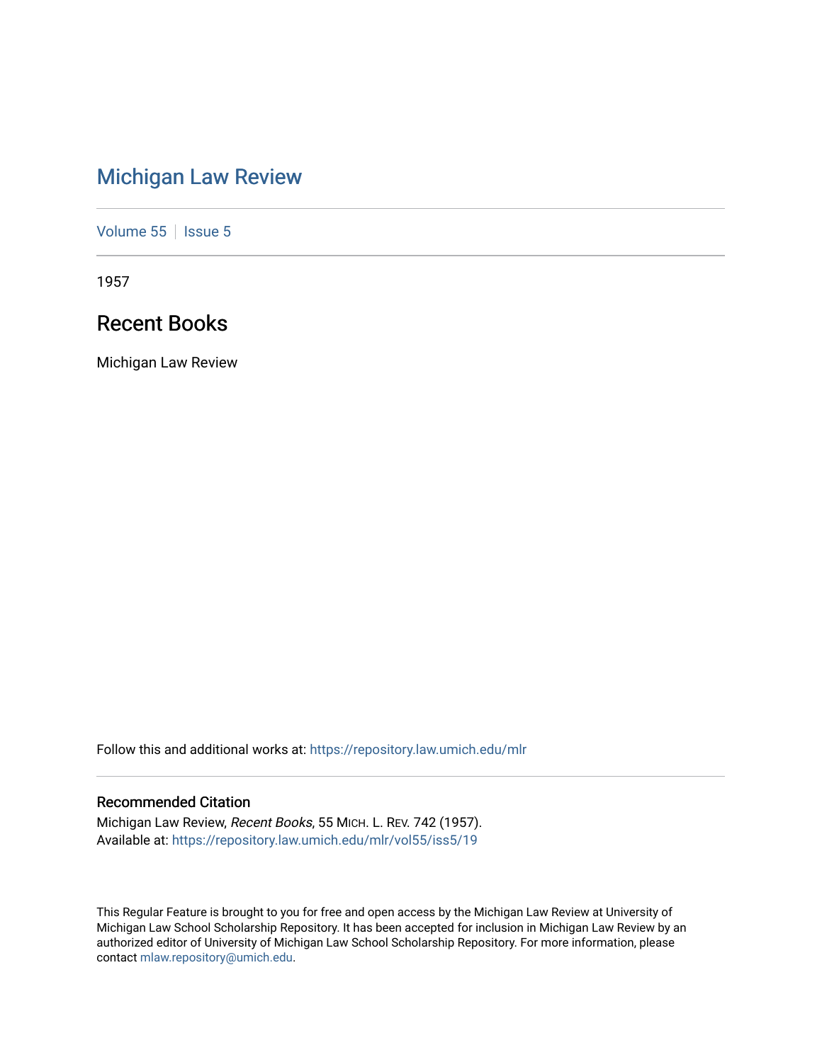# Michigan Law Review

Volume 55 | Issue 5

1957

## Recent Books

Michigan Law Review

Follow this and additional works at: https://repository.law.umich.edu/mlr

### Recommended Citation

Michigan Law Review, *Recent Books*, 55 MICH. L. REV. 742 (1957).
Available at: https://repository.law.umich.edu/mlr/vol55/iss5/19

This Regular Feature is brought to you for free and open access by the Michigan Law Review at University of Michigan Law School Scholarship Repository. It has been accepted for inclusion in Michigan Law Review by an authorized editor of University of Michigan Law School Scholarship Repository. For more information, please contact mlaw.repository@umich.edu.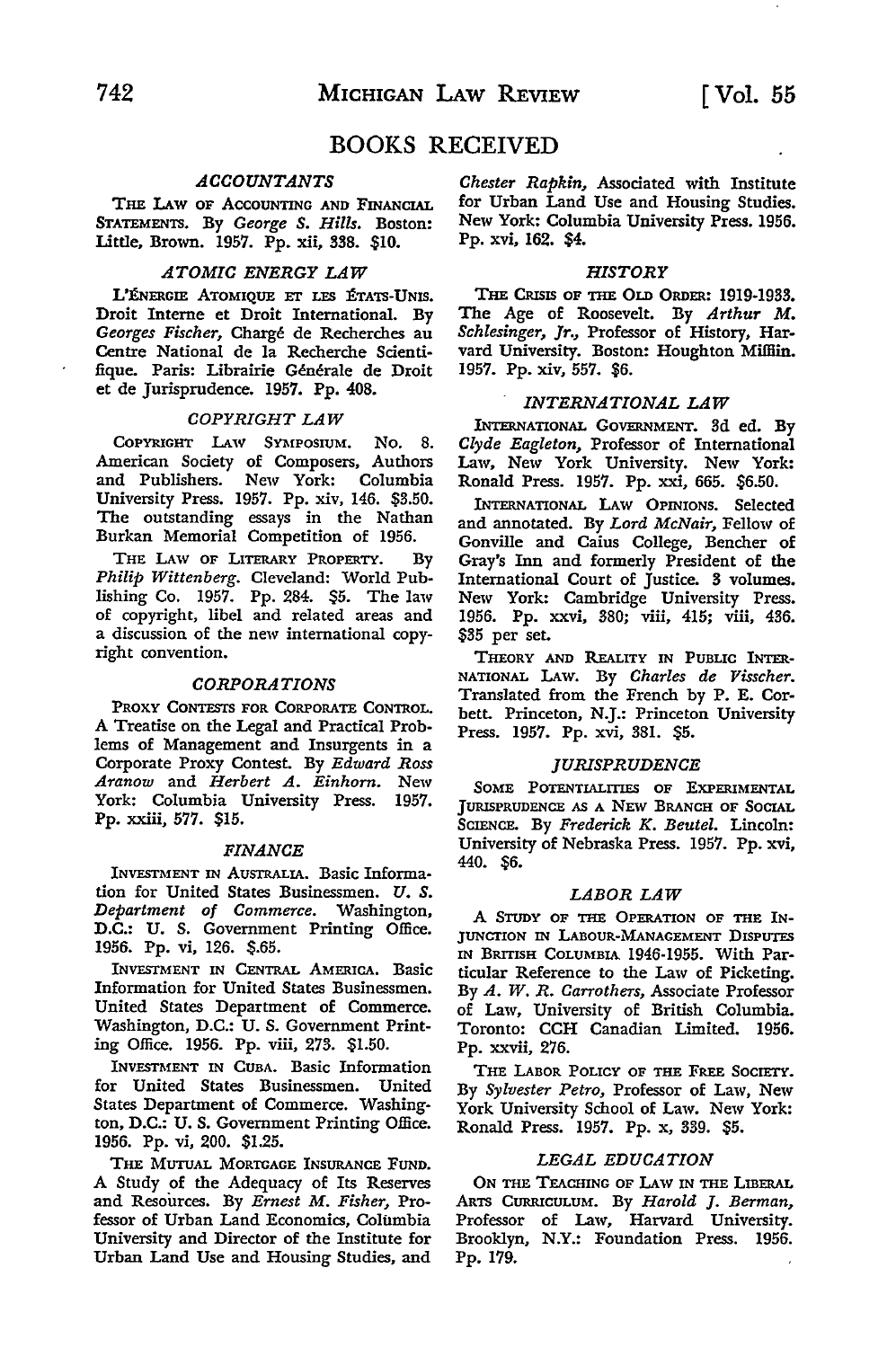# BOOKS RECEIVED

### *ACCOUNTANTS*

THE LAW OF ACCOUNTING AND FINANCIAL STATEMENTS. By *George S. Hills.* Boston: Little, Brown. 1957. Pp. xii, 338. $10.

### *ATOMIC ENERGY LAW*

L'ÉNERGIE ATOMIQUE ET LES ÉTATS-UNIS. Droit Interne et Droit International. By *Georges Fischer,* Chargé de Recherches au Centre National de la Recherche Scientifique. Paris: Librairie Générale de Droit et de Jurisprudence. 1957. Pp. 408.

### *COPYRIGHT LAW*

COPYRIGHT LAW SYMPOSIUM. No. 8. American Society of Composers, Authors and Publishers. New York: Columbia University Press. 1957. Pp. xiv, 146. $3.50. The outstanding essays in the Nathan Burkan Memorial Competition of 1956.

THE LAW OF LITERARY PROPERTY. By *Philip Wittenberg.* Cleveland: World Publishing Co. 1957. Pp. 284. $5. The law of copyright, libel and related areas and a discussion of the new international copyright convention.

### *CORPORATIONS*

PROXY CONTESTS FOR CORPORATE CONTROL. A Treatise on the Legal and Practical Problems of Management and Insurgents in a Corporate Proxy Contest. By *Edward Ross Aranow* and *Herbert A. Einhorn.* New York: Columbia University Press. 1957. Pp. xxiii, 577. $15.

### *FINANCE*

INVESTMENT IN AUSTRALIA. Basic Information for United States Businessmen. *U. S. Department of Commerce.* Washington, D.C.: U. S. Government Printing Office. 1956. Pp. vi, 126. $.65.

INVESTMENT IN CENTRAL AMERICA. Basic Information for United States Businessmen. United States Department of Commerce. Washington, D.C.: U. S. Government Printing Office. 1956. Pp. viii, 273. $1.50.

INVESTMENT IN CUBA. Basic Information for United States Businessmen. United States Department of Commerce. Washington, D.C.: U. S. Government Printing Office. 1956. Pp. vi, 200. $1.25.

THE MUTUAL MORTGAGE INSURANCE FUND. A Study of the Adequacy of Its Reserves and Resources. By *Ernest M. Fisher,* Professor of Urban Land Economics, Columbia University and Director of the Institute for Urban Land Use and Housing Studies, and *Chester Rapkin,* Associated with Institute for Urban Land Use and Housing Studies. New York: Columbia University Press. 1956. Pp. xvi, 162. $4.

### *HISTORY*

THE CRISIS OF THE OLD ORDER: 1919-1933. The Age of Roosevelt. By *Arthur M. Schlesinger, Jr.,* Professor of History, Harvard University. Boston: Houghton Mifflin. 1957. Pp. xiv, 557. $6.

### *INTERNATIONAL LAW*

INTERNATIONAL GOVERNMENT. 3d ed. By *Clyde Eagleton,* Professor of International Law, New York University. New York: Ronald Press. 1957. Pp. xxi, 665. $6.50.

INTERNATIONAL LAW OPINIONS. Selected and annotated. By *Lord McNair,* Fellow of Gonville and Caius College, Bencher of Gray's Inn and formerly President of the International Court of Justice. 3 volumes. New York: Cambridge University Press. 1956. Pp. xxvi, 380; viii, 415; viii, 436. $35 per set.

THEORY AND REALITY IN PUBLIC INTERNATIONAL LAW. By *Charles de Visscher.* Translated from the French by P. E. Corbett. Princeton, N.J.: Princeton University Press. 1957. Pp. xvi, 381. $5.

### *JURISPRUDENCE*

SOME POTENTIALITIES OF EXPERIMENTAL JURISPRUDENCE AS A NEW BRANCH OF SOCIAL SCIENCE. By *Frederick K. Beutel.* Lincoln: University of Nebraska Press. 1957. Pp. xvi, 440. $6.

### *LABOR LAW*

A STUDY OF THE OPERATION OF THE INJUNCTION IN LABOUR-MANAGEMENT DISPUTES IN BRITISH COLUMBIA 1946-1955. With Particular Reference to the Law of Picketing. By *A. W. R. Carrothers,* Associate Professor of Law, University of British Columbia. Toronto: CCH Canadian Limited. 1956. Pp. xxvii, 276.

THE LABOR POLICY OF THE FREE SOCIETY. By *Sylvester Petro,* Professor of Law, New York University School of Law. New York: Ronald Press. 1957. Pp. x, 339. $5.

### *LEGAL EDUCATION*

ON THE TEACHING OF LAW IN THE LIBERAL ARTS CURRICULUM. By *Harold J. Berman,* Professor of Law, Harvard University. Brooklyn, N.Y.: Foundation Press. 1956. Pp. 179.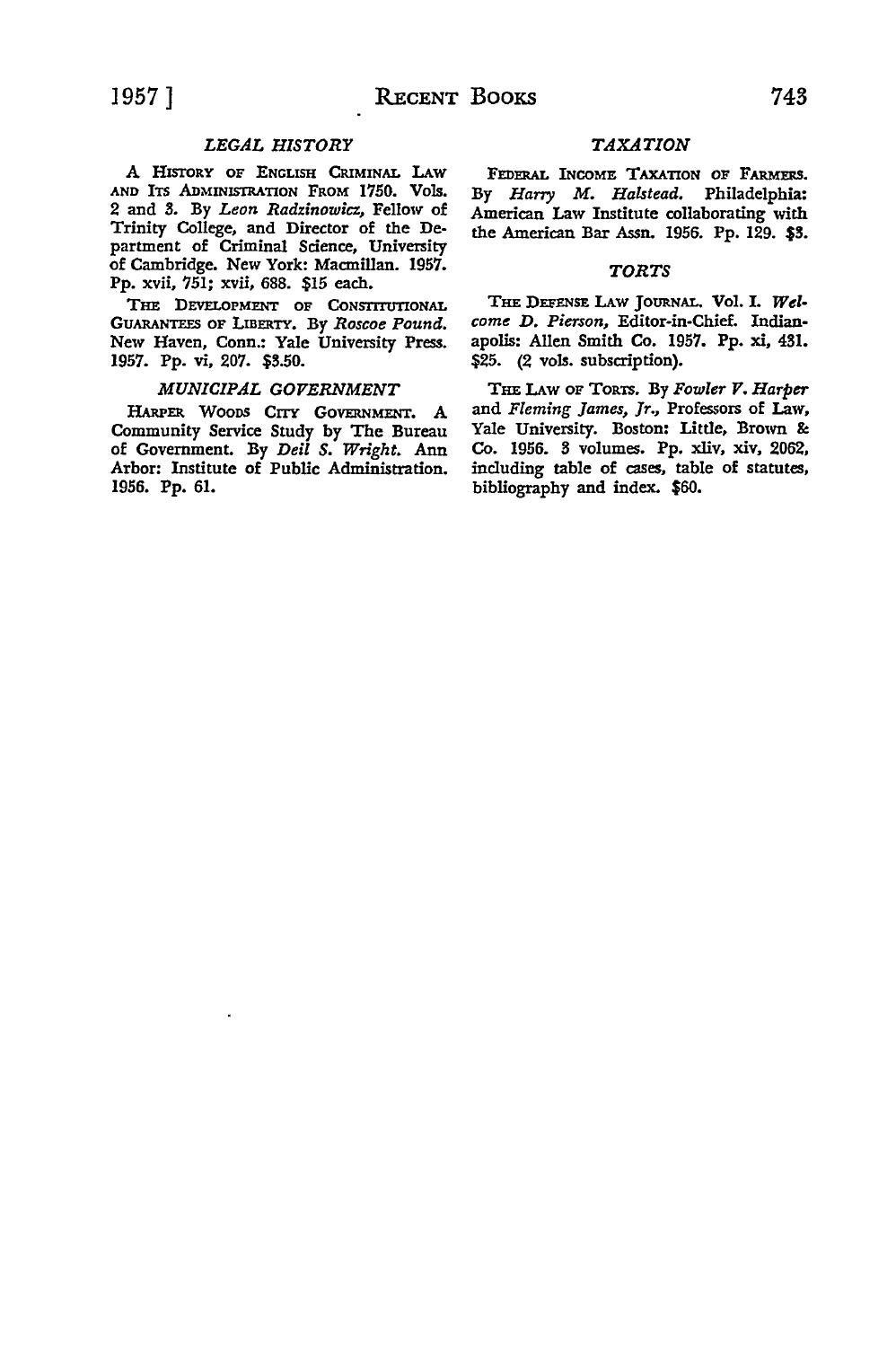### *LEGAL HISTORY*

A HISTORY OF ENGLISH CRIMINAL LAW AND ITS ADMINISTRATION FROM 1750. Vols. 2 and 3. By *Leon Radzinowicz*, Fellow of Trinity College, and Director of the Department of Criminal Science, University of Cambridge. New York: Macmillan. 1957. Pp. xvii, 751; xvii, 688. $15 each.

THE DEVELOPMENT OF CONSTITUTIONAL GUARANTEES OF LIBERTY. By *Roscoe Pound*. New Haven, Conn.: Yale University Press. 1957. Pp. vi, 207. $3.50.

### *MUNICIPAL GOVERNMENT*

HARPER WOODS CITY GOVERNMENT. A Community Service Study by The Bureau of Government. By *Deil S. Wright*. Ann Arbor: Institute of Public Administration. 1956. Pp. 61.

### *TAXATION*

FEDERAL INCOME TAXATION OF FARMERS. By *Harry M. Halstead*. Philadelphia: American Law Institute collaborating with the American Bar Assn. 1956. Pp. 129. $3.

### *TORTS*

THE DEFENSE LAW JOURNAL. Vol. I. *Welcome D. Pierson*, Editor-in-Chief. Indianapolis: Allen Smith Co. 1957. Pp. xi, 431. $25. (2 vols. subscription).

THE LAW OF TORTS. By *Fowler V. Harper* and *Fleming James, Jr.*, Professors of Law, Yale University. Boston: Little, Brown & Co. 1956. 3 volumes. Pp. xliv, xiv, 2062, including table of cases, table of statutes, bibliography and index. $60.